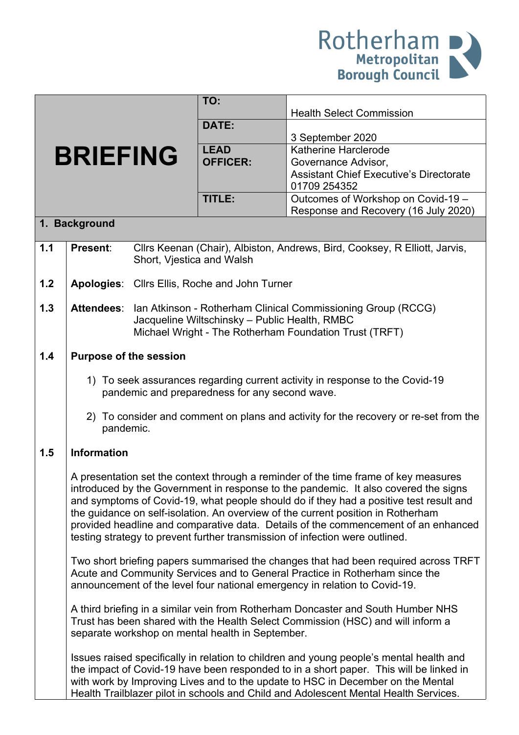Rotherham Metropolitan Borough Council

| BRIEFING | | |
|---|---|---|
| | **TO:** | Health Select Commission |
| | **DATE:** | 3 September 2020 |
| | **LEAD OFFICER:** | Katherine Harclerode<br>Governance Advisor,<br>Assistant Chief Executive's Directorate<br>01709 254352 |
| | **TITLE:** | Outcomes of Workshop on Covid-19 – Response and Recovery (16 July 2020) |

## 1. Background

**1.1** **Present**: Cllrs Keenan (Chair), Albiston, Andrews, Bird, Cooksey, R Elliott, Jarvis, Short, Vjestica and Walsh

**1.2** **Apologies**: Cllrs Ellis, Roche and John Turner

**1.3** **Attendees**: Ian Atkinson - Rotherham Clinical Commissioning Group (RCCG)
Jacqueline Wiltschinsky – Public Health, RMBC
Michael Wright - The Rotherham Foundation Trust (TRFT)

**1.4** **Purpose of the session**

1) To seek assurances regarding current activity in response to the Covid-19 pandemic and preparedness for any second wave.

2) To consider and comment on plans and activity for the recovery or re-set from the pandemic.

**1.5** **Information**

A presentation set the context through a reminder of the time frame of key measures introduced by the Government in response to the pandemic. It also covered the signs and symptoms of Covid-19, what people should do if they had a positive test result and the guidance on self-isolation. An overview of the current position in Rotherham provided headline and comparative data. Details of the commencement of an enhanced testing strategy to prevent further transmission of infection were outlined.

Two short briefing papers summarised the changes that had been required across TRFT Acute and Community Services and to General Practice in Rotherham since the announcement of the level four national emergency in relation to Covid-19.

A third briefing in a similar vein from Rotherham Doncaster and South Humber NHS Trust has been shared with the Health Select Commission (HSC) and will inform a separate workshop on mental health in September.

Issues raised specifically in relation to children and young people's mental health and the impact of Covid-19 have been responded to in a short paper. This will be linked in with work by Improving Lives and to the update to HSC in December on the Mental Health Trailblazer pilot in schools and Child and Adolescent Mental Health Services.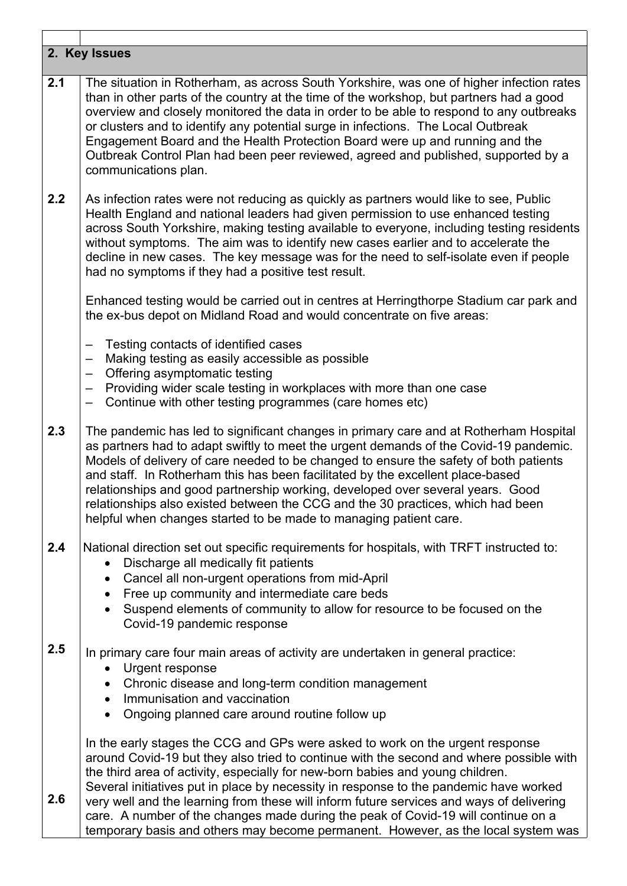## 2. Key Issues

**2.1** The situation in Rotherham, as across South Yorkshire, was one of higher infection rates than in other parts of the country at the time of the workshop, but partners had a good overview and closely monitored the data in order to be able to respond to any outbreaks or clusters and to identify any potential surge in infections. The Local Outbreak Engagement Board and the Health Protection Board were up and running and the Outbreak Control Plan had been peer reviewed, agreed and published, supported by a communications plan.

**2.2** As infection rates were not reducing as quickly as partners would like to see, Public Health England and national leaders had given permission to use enhanced testing across South Yorkshire, making testing available to everyone, including testing residents without symptoms. The aim was to identify new cases earlier and to accelerate the decline in new cases. The key message was for the need to self-isolate even if people had no symptoms if they had a positive test result.

Enhanced testing would be carried out in centres at Herringthorpe Stadium car park and the ex-bus depot on Midland Road and would concentrate on five areas:

- Testing contacts of identified cases
- Making testing as easily accessible as possible
- Offering asymptomatic testing
- Providing wider scale testing in workplaces with more than one case
- Continue with other testing programmes (care homes etc)

**2.3** The pandemic has led to significant changes in primary care and at Rotherham Hospital as partners had to adapt swiftly to meet the urgent demands of the Covid-19 pandemic. Models of delivery of care needed to be changed to ensure the safety of both patients and staff. In Rotherham this has been facilitated by the excellent place-based relationships and good partnership working, developed over several years. Good relationships also existed between the CCG and the 30 practices, which had been helpful when changes started to be made to managing patient care.

**2.4** National direction set out specific requirements for hospitals, with TRFT instructed to:

- Discharge all medically fit patients
- Cancel all non-urgent operations from mid-April
- Free up community and intermediate care beds
- Suspend elements of community to allow for resource to be focused on the Covid-19 pandemic response

**2.5** In primary care four main areas of activity are undertaken in general practice:

- Urgent response
- Chronic disease and long-term condition management
- Immunisation and vaccination
- Ongoing planned care around routine follow up

In the early stages the CCG and GPs were asked to work on the urgent response around Covid-19 but they also tried to continue with the second and where possible with the third area of activity, especially for new-born babies and young children.

**2.6** Several initiatives put in place by necessity in response to the pandemic have worked very well and the learning from these will inform future services and ways of delivering care. A number of the changes made during the peak of Covid-19 will continue on a temporary basis and others may become permanent. However, as the local system was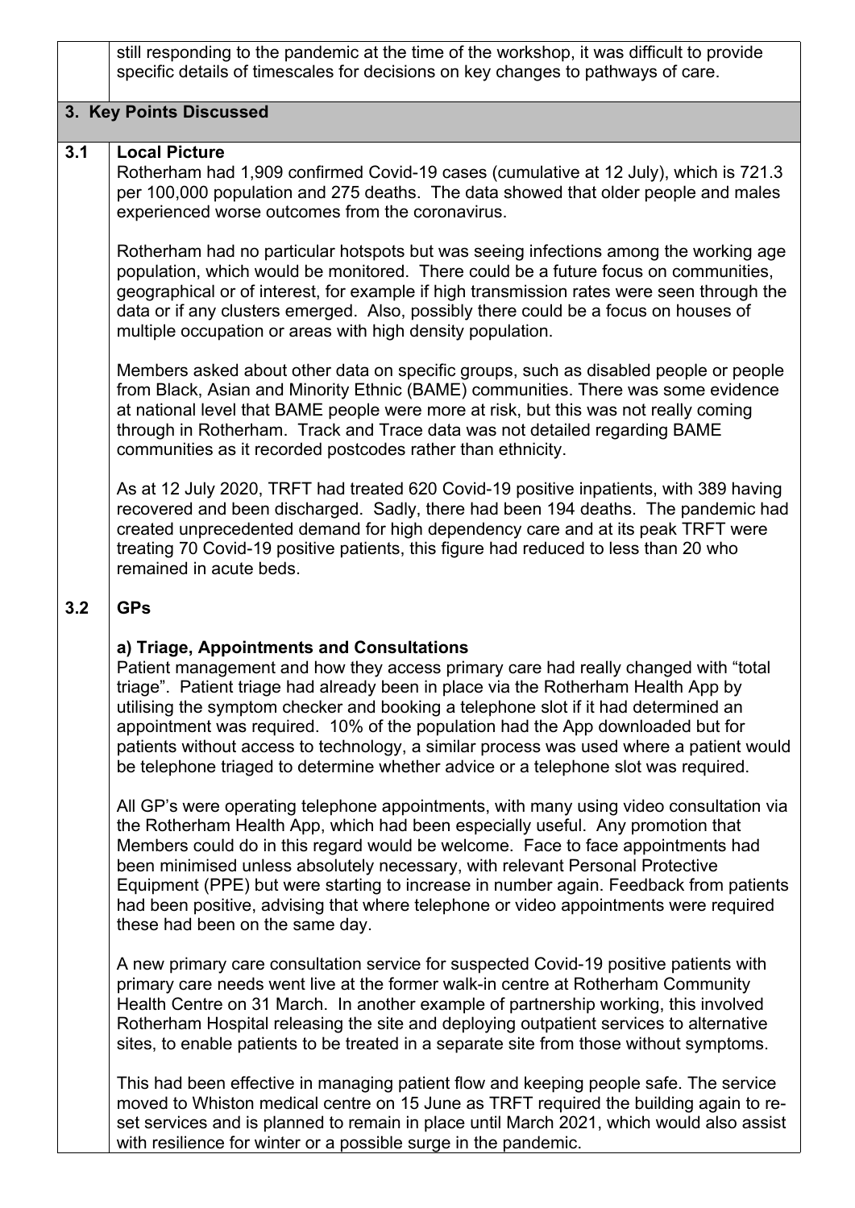still responding to the pandemic at the time of the workshop, it was difficult to provide specific details of timescales for decisions on key changes to pathways of care.

## 3. Key Points Discussed

### 3.1 Local Picture

Rotherham had 1,909 confirmed Covid-19 cases (cumulative at 12 July), which is 721.3 per 100,000 population and 275 deaths. The data showed that older people and males experienced worse outcomes from the coronavirus.

Rotherham had no particular hotspots but was seeing infections among the working age population, which would be monitored. There could be a future focus on communities, geographical or of interest, for example if high transmission rates were seen through the data or if any clusters emerged. Also, possibly there could be a focus on houses of multiple occupation or areas with high density population.

Members asked about other data on specific groups, such as disabled people or people from Black, Asian and Minority Ethnic (BAME) communities. There was some evidence at national level that BAME people were more at risk, but this was not really coming through in Rotherham. Track and Trace data was not detailed regarding BAME communities as it recorded postcodes rather than ethnicity.

As at 12 July 2020, TRFT had treated 620 Covid-19 positive inpatients, with 389 having recovered and been discharged. Sadly, there had been 194 deaths. The pandemic had created unprecedented demand for high dependency care and at its peak TRFT were treating 70 Covid-19 positive patients, this figure had reduced to less than 20 who remained in acute beds.

### 3.2 GPs

**a) Triage, Appointments and Consultations**

Patient management and how they access primary care had really changed with "total triage". Patient triage had already been in place via the Rotherham Health App by utilising the symptom checker and booking a telephone slot if it had determined an appointment was required. 10% of the population had the App downloaded but for patients without access to technology, a similar process was used where a patient would be telephone triaged to determine whether advice or a telephone slot was required.

All GP's were operating telephone appointments, with many using video consultation via the Rotherham Health App, which had been especially useful. Any promotion that Members could do in this regard would be welcome. Face to face appointments had been minimised unless absolutely necessary, with relevant Personal Protective Equipment (PPE) but were starting to increase in number again. Feedback from patients had been positive, advising that where telephone or video appointments were required these had been on the same day.

A new primary care consultation service for suspected Covid-19 positive patients with primary care needs went live at the former walk-in centre at Rotherham Community Health Centre on 31 March. In another example of partnership working, this involved Rotherham Hospital releasing the site and deploying outpatient services to alternative sites, to enable patients to be treated in a separate site from those without symptoms.

This had been effective in managing patient flow and keeping people safe. The service moved to Whiston medical centre on 15 June as TRFT required the building again to re-set services and is planned to remain in place until March 2021, which would also assist with resilience for winter or a possible surge in the pandemic.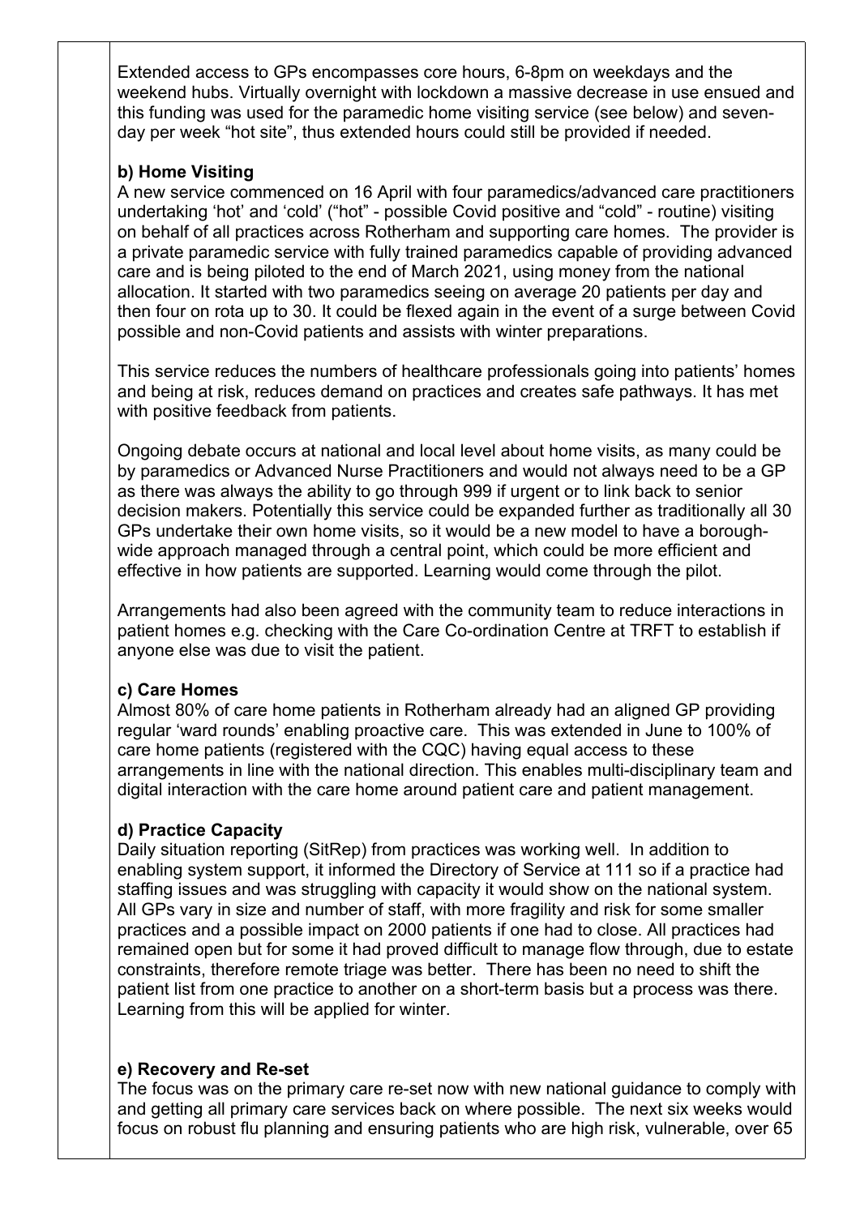Extended access to GPs encompasses core hours, 6-8pm on weekdays and the weekend hubs. Virtually overnight with lockdown a massive decrease in use ensued and this funding was used for the paramedic home visiting service (see below) and seven-day per week "hot site", thus extended hours could still be provided if needed.

**b) Home Visiting**

A new service commenced on 16 April with four paramedics/advanced care practitioners undertaking 'hot' and 'cold' ("hot" - possible Covid positive and "cold" - routine) visiting on behalf of all practices across Rotherham and supporting care homes. The provider is a private paramedic service with fully trained paramedics capable of providing advanced care and is being piloted to the end of March 2021, using money from the national allocation. It started with two paramedics seeing on average 20 patients per day and then four on rota up to 30. It could be flexed again in the event of a surge between Covid possible and non-Covid patients and assists with winter preparations.

This service reduces the numbers of healthcare professionals going into patients' homes and being at risk, reduces demand on practices and creates safe pathways. It has met with positive feedback from patients.

Ongoing debate occurs at national and local level about home visits, as many could be by paramedics or Advanced Nurse Practitioners and would not always need to be a GP as there was always the ability to go through 999 if urgent or to link back to senior decision makers. Potentially this service could be expanded further as traditionally all 30 GPs undertake their own home visits, so it would be a new model to have a borough-wide approach managed through a central point, which could be more efficient and effective in how patients are supported. Learning would come through the pilot.

Arrangements had also been agreed with the community team to reduce interactions in patient homes e.g. checking with the Care Co-ordination Centre at TRFT to establish if anyone else was due to visit the patient.

**c) Care Homes**

Almost 80% of care home patients in Rotherham already had an aligned GP providing regular 'ward rounds' enabling proactive care. This was extended in June to 100% of care home patients (registered with the CQC) having equal access to these arrangements in line with the national direction. This enables multi-disciplinary team and digital interaction with the care home around patient care and patient management.

**d) Practice Capacity**

Daily situation reporting (SitRep) from practices was working well. In addition to enabling system support, it informed the Directory of Service at 111 so if a practice had staffing issues and was struggling with capacity it would show on the national system. All GPs vary in size and number of staff, with more fragility and risk for some smaller practices and a possible impact on 2000 patients if one had to close. All practices had remained open but for some it had proved difficult to manage flow through, due to estate constraints, therefore remote triage was better. There has been no need to shift the patient list from one practice to another on a short-term basis but a process was there. Learning from this will be applied for winter.

**e) Recovery and Re-set**

The focus was on the primary care re-set now with new national guidance to comply with and getting all primary care services back on where possible. The next six weeks would focus on robust flu planning and ensuring patients who are high risk, vulnerable, over 65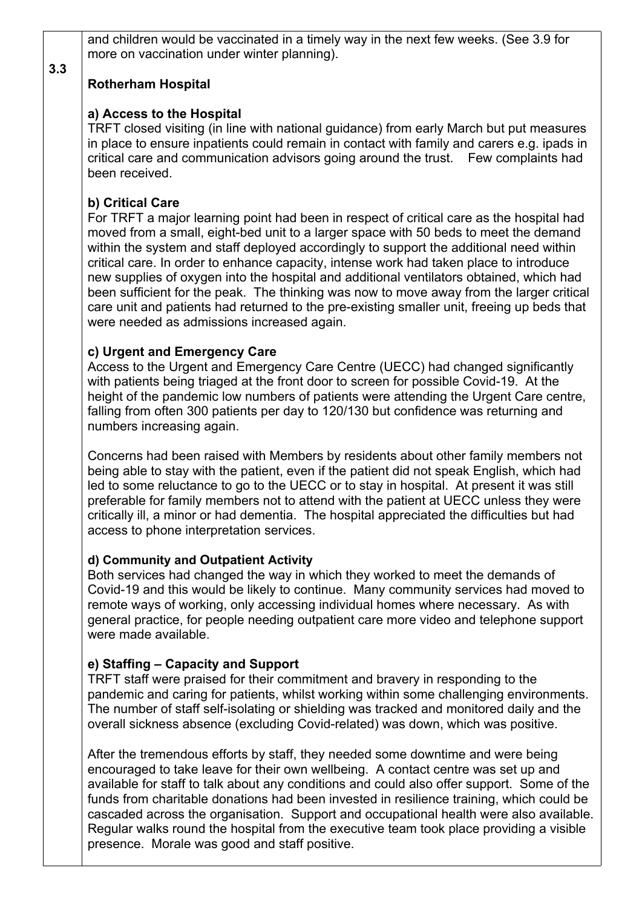and children would be vaccinated in a timely way in the next few weeks. (See 3.9 for more on vaccination under winter planning).

**3.3**

**Rotherham Hospital**

**a) Access to the Hospital**

TRFT closed visiting (in line with national guidance) from early March but put measures in place to ensure inpatients could remain in contact with family and carers e.g. ipads in critical care and communication advisors going around the trust. Few complaints had been received.

**b) Critical Care**

For TRFT a major learning point had been in respect of critical care as the hospital had moved from a small, eight-bed unit to a larger space with 50 beds to meet the demand within the system and staff deployed accordingly to support the additional need within critical care. In order to enhance capacity, intense work had taken place to introduce new supplies of oxygen into the hospital and additional ventilators obtained, which had been sufficient for the peak. The thinking was now to move away from the larger critical care unit and patients had returned to the pre-existing smaller unit, freeing up beds that were needed as admissions increased again.

**c) Urgent and Emergency Care**

Access to the Urgent and Emergency Care Centre (UECC) had changed significantly with patients being triaged at the front door to screen for possible Covid-19. At the height of the pandemic low numbers of patients were attending the Urgent Care centre, falling from often 300 patients per day to 120/130 but confidence was returning and numbers increasing again.

Concerns had been raised with Members by residents about other family members not being able to stay with the patient, even if the patient did not speak English, which had led to some reluctance to go to the UECC or to stay in hospital. At present it was still preferable for family members not to attend with the patient at UECC unless they were critically ill, a minor or had dementia. The hospital appreciated the difficulties but had access to phone interpretation services.

**d) Community and Outpatient Activity**

Both services had changed the way in which they worked to meet the demands of Covid-19 and this would be likely to continue. Many community services had moved to remote ways of working, only accessing individual homes where necessary. As with general practice, for people needing outpatient care more video and telephone support were made available.

**e) Staffing – Capacity and Support**

TRFT staff were praised for their commitment and bravery in responding to the pandemic and caring for patients, whilst working within some challenging environments. The number of staff self-isolating or shielding was tracked and monitored daily and the overall sickness absence (excluding Covid-related) was down, which was positive.

After the tremendous efforts by staff, they needed some downtime and were being encouraged to take leave for their own wellbeing. A contact centre was set up and available for staff to talk about any conditions and could also offer support. Some of the funds from charitable donations had been invested in resilience training, which could be cascaded across the organisation. Support and occupational health were also available. Regular walks round the hospital from the executive team took place providing a visible presence. Morale was good and staff positive.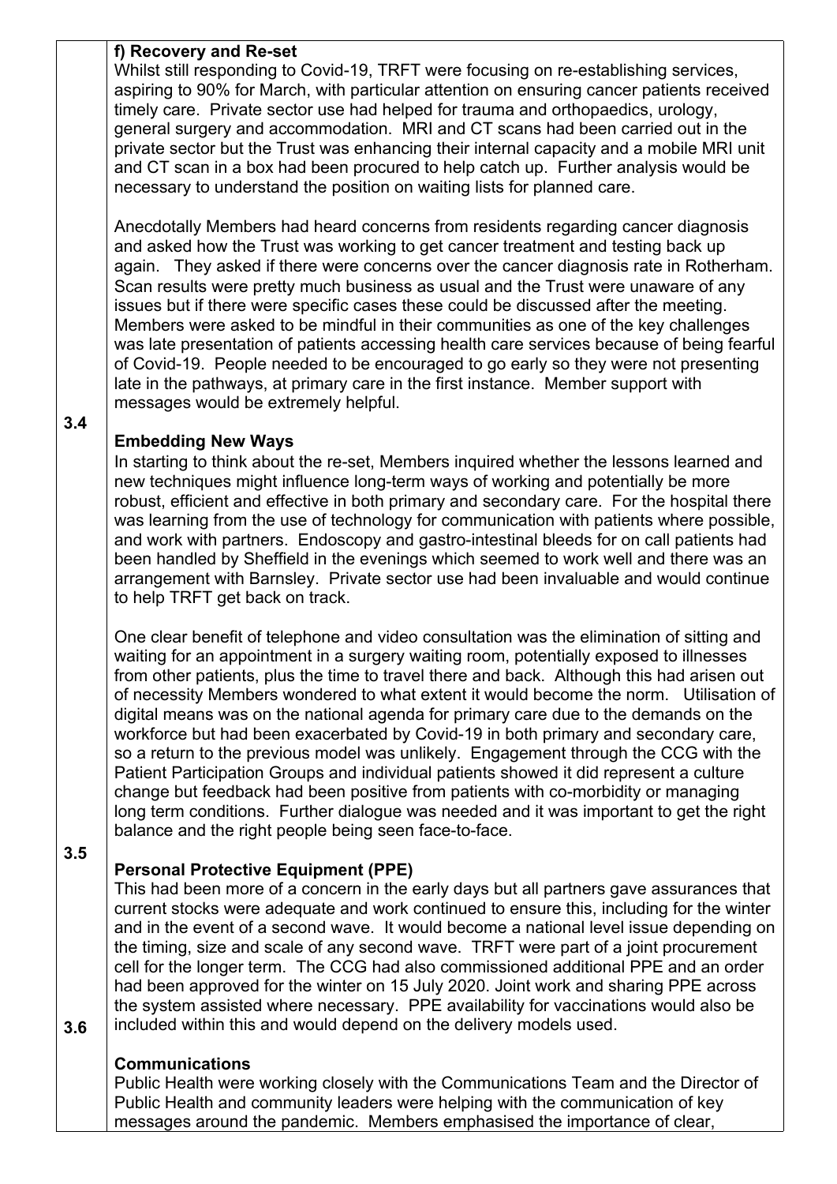**f) Recovery and Re-set**

Whilst still responding to Covid-19, TRFT were focusing on re-establishing services, aspiring to 90% for March, with particular attention on ensuring cancer patients received timely care. Private sector use had helped for trauma and orthopaedics, urology, general surgery and accommodation. MRI and CT scans had been carried out in the private sector but the Trust was enhancing their internal capacity and a mobile MRI unit and CT scan in a box had been procured to help catch up. Further analysis would be necessary to understand the position on waiting lists for planned care.

Anecdotally Members had heard concerns from residents regarding cancer diagnosis and asked how the Trust was working to get cancer treatment and testing back up again. They asked if there were concerns over the cancer diagnosis rate in Rotherham. Scan results were pretty much business as usual and the Trust were unaware of any issues but if there were specific cases these could be discussed after the meeting. Members were asked to be mindful in their communities as one of the key challenges was late presentation of patients accessing health care services because of being fearful of Covid-19. People needed to be encouraged to go early so they were not presenting late in the pathways, at primary care in the first instance. Member support with messages would be extremely helpful.

3.4

**Embedding New Ways**

In starting to think about the re-set, Members inquired whether the lessons learned and new techniques might influence long-term ways of working and potentially be more robust, efficient and effective in both primary and secondary care. For the hospital there was learning from the use of technology for communication with patients where possible, and work with partners. Endoscopy and gastro-intestinal bleeds for on call patients had been handled by Sheffield in the evenings which seemed to work well and there was an arrangement with Barnsley. Private sector use had been invaluable and would continue to help TRFT get back on track.

One clear benefit of telephone and video consultation was the elimination of sitting and waiting for an appointment in a surgery waiting room, potentially exposed to illnesses from other patients, plus the time to travel there and back. Although this had arisen out of necessity Members wondered to what extent it would become the norm. Utilisation of digital means was on the national agenda for primary care due to the demands on the workforce but had been exacerbated by Covid-19 in both primary and secondary care, so a return to the previous model was unlikely. Engagement through the CCG with the Patient Participation Groups and individual patients showed it did represent a culture change but feedback had been positive from patients with co-morbidity or managing long term conditions. Further dialogue was needed and it was important to get the right balance and the right people being seen face-to-face.

3.5

**Personal Protective Equipment (PPE)**

This had been more of a concern in the early days but all partners gave assurances that current stocks were adequate and work continued to ensure this, including for the winter and in the event of a second wave. It would become a national level issue depending on the timing, size and scale of any second wave. TRFT were part of a joint procurement cell for the longer term. The CCG had also commissioned additional PPE and an order had been approved for the winter on 15 July 2020. Joint work and sharing PPE across the system assisted where necessary. PPE availability for vaccinations would also be included within this and would depend on the delivery models used.

3.6

**Communications**

Public Health were working closely with the Communications Team and the Director of Public Health and community leaders were helping with the communication of key messages around the pandemic. Members emphasised the importance of clear,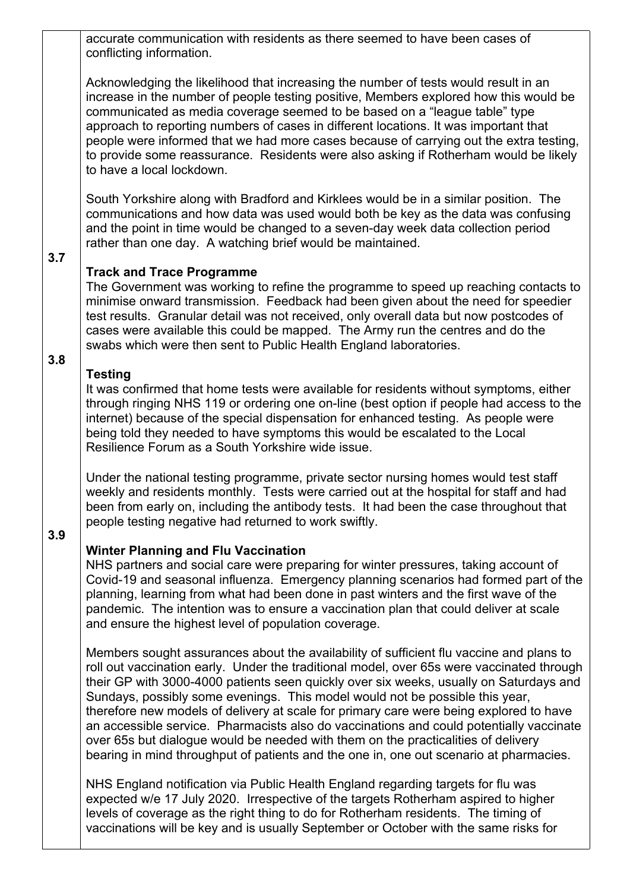accurate communication with residents as there seemed to have been cases of conflicting information.

Acknowledging the likelihood that increasing the number of tests would result in an increase in the number of people testing positive, Members explored how this would be communicated as media coverage seemed to be based on a "league table" type approach to reporting numbers of cases in different locations. It was important that people were informed that we had more cases because of carrying out the extra testing, to provide some reassurance. Residents were also asking if Rotherham would be likely to have a local lockdown.

South Yorkshire along with Bradford and Kirklees would be in a similar position. The communications and how data was used would both be key as the data was confusing and the point in time would be changed to a seven-day week data collection period rather than one day. A watching brief would be maintained.

**3.7 Track and Trace Programme**

The Government was working to refine the programme to speed up reaching contacts to minimise onward transmission. Feedback had been given about the need for speedier test results. Granular detail was not received, only overall data but now postcodes of cases were available this could be mapped. The Army run the centres and do the swabs which were then sent to Public Health England laboratories.

**3.8 Testing**

It was confirmed that home tests were available for residents without symptoms, either through ringing NHS 119 or ordering one on-line (best option if people had access to the internet) because of the special dispensation for enhanced testing. As people were being told they needed to have symptoms this would be escalated to the Local Resilience Forum as a South Yorkshire wide issue.

Under the national testing programme, private sector nursing homes would test staff weekly and residents monthly. Tests were carried out at the hospital for staff and had been from early on, including the antibody tests. It had been the case throughout that people testing negative had returned to work swiftly.

**3.9 Winter Planning and Flu Vaccination**

NHS partners and social care were preparing for winter pressures, taking account of Covid-19 and seasonal influenza. Emergency planning scenarios had formed part of the planning, learning from what had been done in past winters and the first wave of the pandemic. The intention was to ensure a vaccination plan that could deliver at scale and ensure the highest level of population coverage.

Members sought assurances about the availability of sufficient flu vaccine and plans to roll out vaccination early. Under the traditional model, over 65s were vaccinated through their GP with 3000-4000 patients seen quickly over six weeks, usually on Saturdays and Sundays, possibly some evenings. This model would not be possible this year, therefore new models of delivery at scale for primary care were being explored to have an accessible service. Pharmacists also do vaccinations and could potentially vaccinate over 65s but dialogue would be needed with them on the practicalities of delivery bearing in mind throughput of patients and the one in, one out scenario at pharmacies.

NHS England notification via Public Health England regarding targets for flu was expected w/e 17 July 2020. Irrespective of the targets Rotherham aspired to higher levels of coverage as the right thing to do for Rotherham residents. The timing of vaccinations will be key and is usually September or October with the same risks for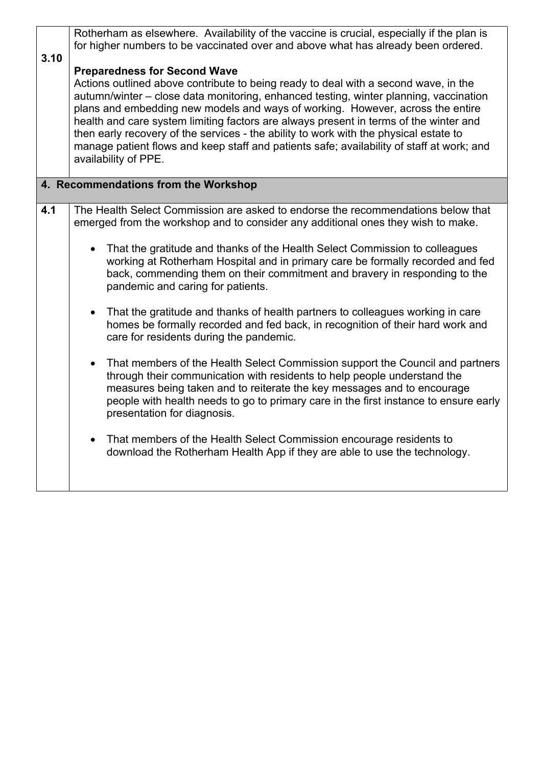Rotherham as elsewhere. Availability of the vaccine is crucial, especially if the plan is for higher numbers to be vaccinated over and above what has already been ordered.

**3.10**

**Preparedness for Second Wave**

Actions outlined above contribute to being ready to deal with a second wave, in the autumn/winter – close data monitoring, enhanced testing, winter planning, vaccination plans and embedding new models and ways of working. However, across the entire health and care system limiting factors are always present in terms of the winter and then early recovery of the services - the ability to work with the physical estate to manage patient flows and keep staff and patients safe; availability of staff at work; and availability of PPE.

## 4. Recommendations from the Workshop

**4.1** The Health Select Commission are asked to endorse the recommendations below that emerged from the workshop and to consider any additional ones they wish to make.

- That the gratitude and thanks of the Health Select Commission to colleagues working at Rotherham Hospital and in primary care be formally recorded and fed back, commending them on their commitment and bravery in responding to the pandemic and caring for patients.
- That the gratitude and thanks of health partners to colleagues working in care homes be formally recorded and fed back, in recognition of their hard work and care for residents during the pandemic.
- That members of the Health Select Commission support the Council and partners through their communication with residents to help people understand the measures being taken and to reiterate the key messages and to encourage people with health needs to go to primary care in the first instance to ensure early presentation for diagnosis.
- That members of the Health Select Commission encourage residents to download the Rotherham Health App if they are able to use the technology.